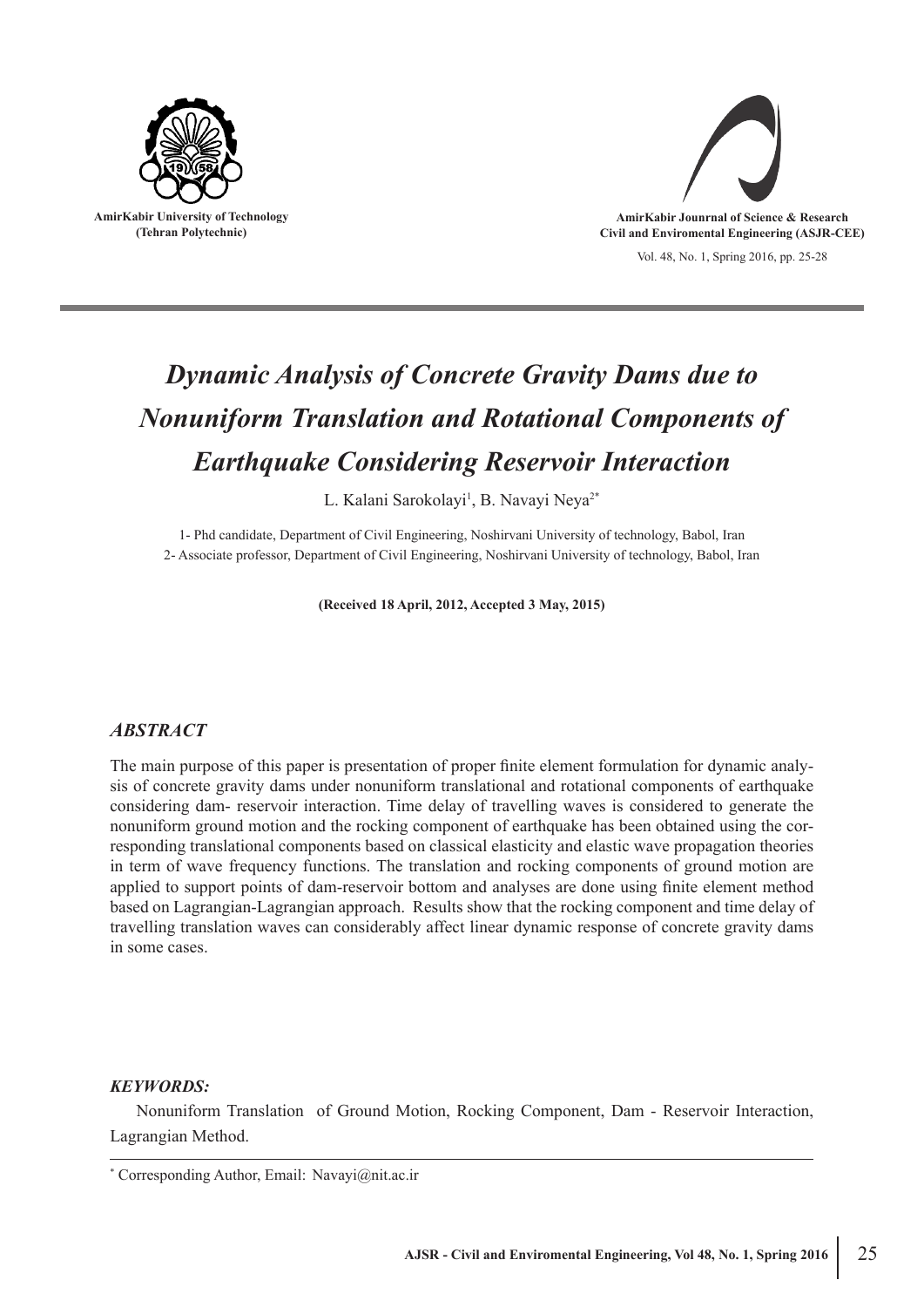AmirKabir University of Technology
(Tehran Polytechnic)

AmirKabir Jounrnal of Science & Research
Civil and Enviromental Engineering (ASJR-CEE)

# *Dynamic Analysis of Concrete Gravity Dams due to Nonuniform Translation and Rotational Components of Earthquake Considering Reservoir Interaction*

L. Kalani Sarokolayi[1], B. Navayi Neya[2*]

1- Phd candidate, Department of Civil Engineering, Noshirvani University of technology, Babol, Iran
2- Associate professor, Department of Civil Engineering, Noshirvani University of technology, Babol, Iran

**(Received 18 April, 2012, Accepted 3 May, 2015)**

## *ABSTRACT*

The main purpose of this paper is presentation of proper finite element formulation for dynamic analysis of concrete gravity dams under nonuniform translational and rotational components of earthquake considering dam- reservoir interaction. Time delay of travelling waves is considered to generate the nonuniform ground motion and the rocking component of earthquake has been obtained using the corresponding translational components based on classical elasticity and elastic wave propagation theories in term of wave frequency functions. The translation and rocking components of ground motion are applied to support points of dam-reservoir bottom and analyses are done using finite element method based on Lagrangian-Lagrangian approach. Results show that the rocking component and time delay of travelling translation waves can considerably affect linear dynamic response of concrete gravity dams in some cases.

### *KEYWORDS:*

Nonuniform Translation of Ground Motion, Rocking Component, Dam - Reservoir Interaction, Lagrangian Method.

---

[*] Corresponding Author, Email: Navayi@nit.ac.ir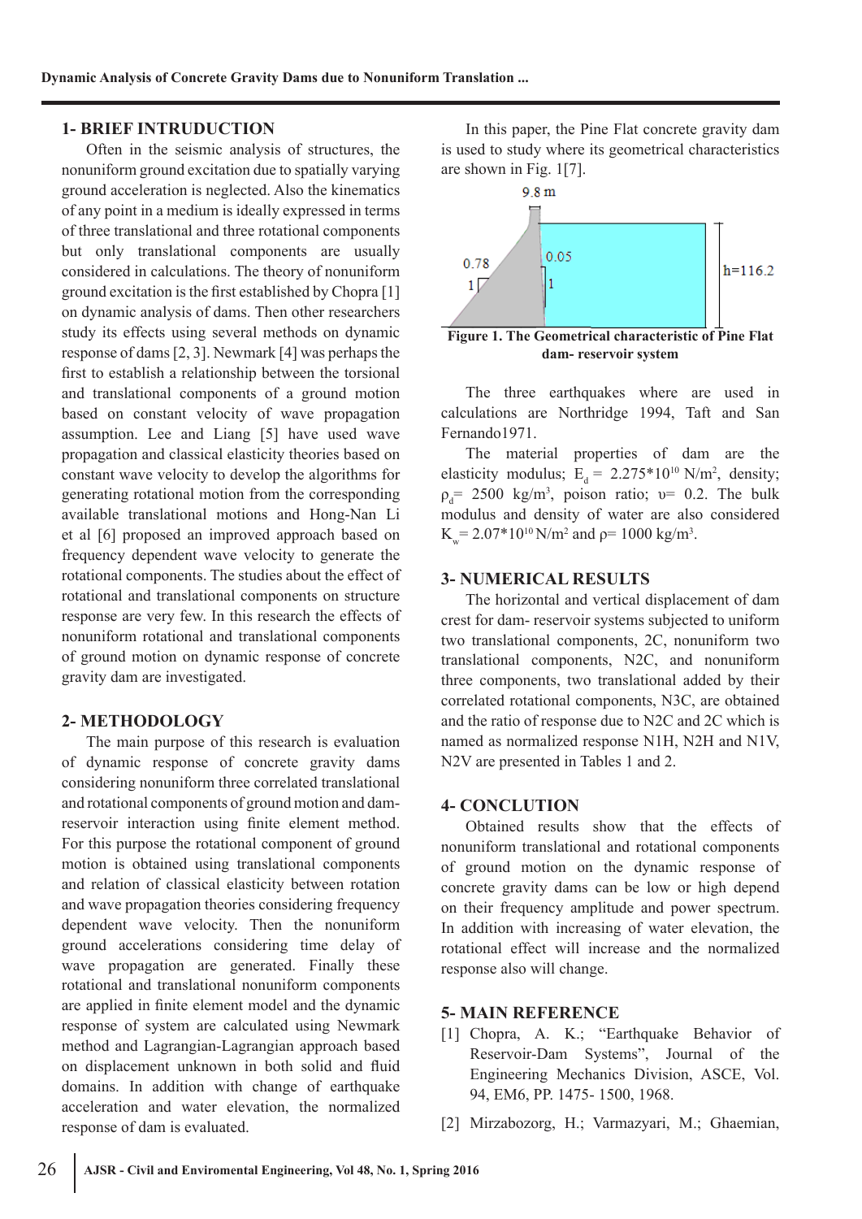## 1- BRIEF INTRUDUCTION

Often in the seismic analysis of structures, the nonuniform ground excitation due to spatially varying ground acceleration is neglected. Also the kinematics of any point in a medium is ideally expressed in terms of three translational and three rotational components but only translational components are usually considered in calculations. The theory of nonuniform ground excitation is the first established by Chopra [1] on dynamic analysis of dams. Then other researchers study its effects using several methods on dynamic response of dams [2, 3]. Newmark [4] was perhaps the first to establish a relationship between the torsional and translational components of a ground motion based on constant velocity of wave propagation assumption. Lee and Liang [5] have used wave propagation and classical elasticity theories based on constant wave velocity to develop the algorithms for generating rotational motion from the corresponding available translational motions and Hong-Nan Li et al [6] proposed an improved approach based on frequency dependent wave velocity to generate the rotational components. The studies about the effect of rotational and translational components on structure response are very few. In this research the effects of nonuniform rotational and translational components of ground motion on dynamic response of concrete gravity dam are investigated.

## 2- METHODOLOGY

The main purpose of this research is evaluation of dynamic response of concrete gravity dams considering nonuniform three correlated translational and rotational components of ground motion and dam-reservoir interaction using finite element method. For this purpose the rotational component of ground motion is obtained using translational components and relation of classical elasticity between rotation and wave propagation theories considering frequency dependent wave velocity. Then the nonuniform ground accelerations considering time delay of wave propagation are generated. Finally these rotational and translational nonuniform components are applied in finite element model and the dynamic response of system are calculated using Newmark method and Lagrangian-Lagrangian approach based on displacement unknown in both solid and fluid domains. In addition with change of earthquake acceleration and water elevation, the normalized response of dam is evaluated.

In this paper, the Pine Flat concrete gravity dam is used to study where its geometrical characteristics are shown in Fig. 1[7].

**Figure 1. The Geometrical characteristic of Pine Flat dam- reservoir system**

The three earthquakes where are used in calculations are Northridge 1994, Taft and San Fernando1971.

The material properties of dam are the elasticity modulus; $E_d = 2.275*10^{10}$ N/m$^2$, density; $\rho_d= 2500$ kg/m$^3$, poison ratio; $\upsilon= 0.2$. The bulk modulus and density of water are also considered $K_w= 2.07*10^{10}$ N/m$^2$ and $\rho= 1000$ kg/m$^3$.

## 3- NUMERICAL RESULTS

The horizontal and vertical displacement of dam crest for dam- reservoir systems subjected to uniform two translational components, 2C, nonuniform two translational components, N2C, and nonuniform three components, two translational added by their correlated rotational components, N3C, are obtained and the ratio of response due to N2C and 2C which is named as normalized response N1H, N2H and N1V, N2V are presented in Tables 1 and 2.

## 4- CONCLUTION

Obtained results show that the effects of nonuniform translational and rotational components of ground motion on the dynamic response of concrete gravity dams can be low or high depend on their frequency amplitude and power spectrum. In addition with increasing of water elevation, the rotational effect will increase and the normalized response also will change.

## 5- MAIN REFERENCE

[1] Chopra, A. K.; "Earthquake Behavior of Reservoir-Dam Systems", Journal of the Engineering Mechanics Division, ASCE, Vol. 94, EM6, PP. 1475- 1500, 1968.

[2] Mirzabozorg, H.; Varmazyari, M.; Ghaemian,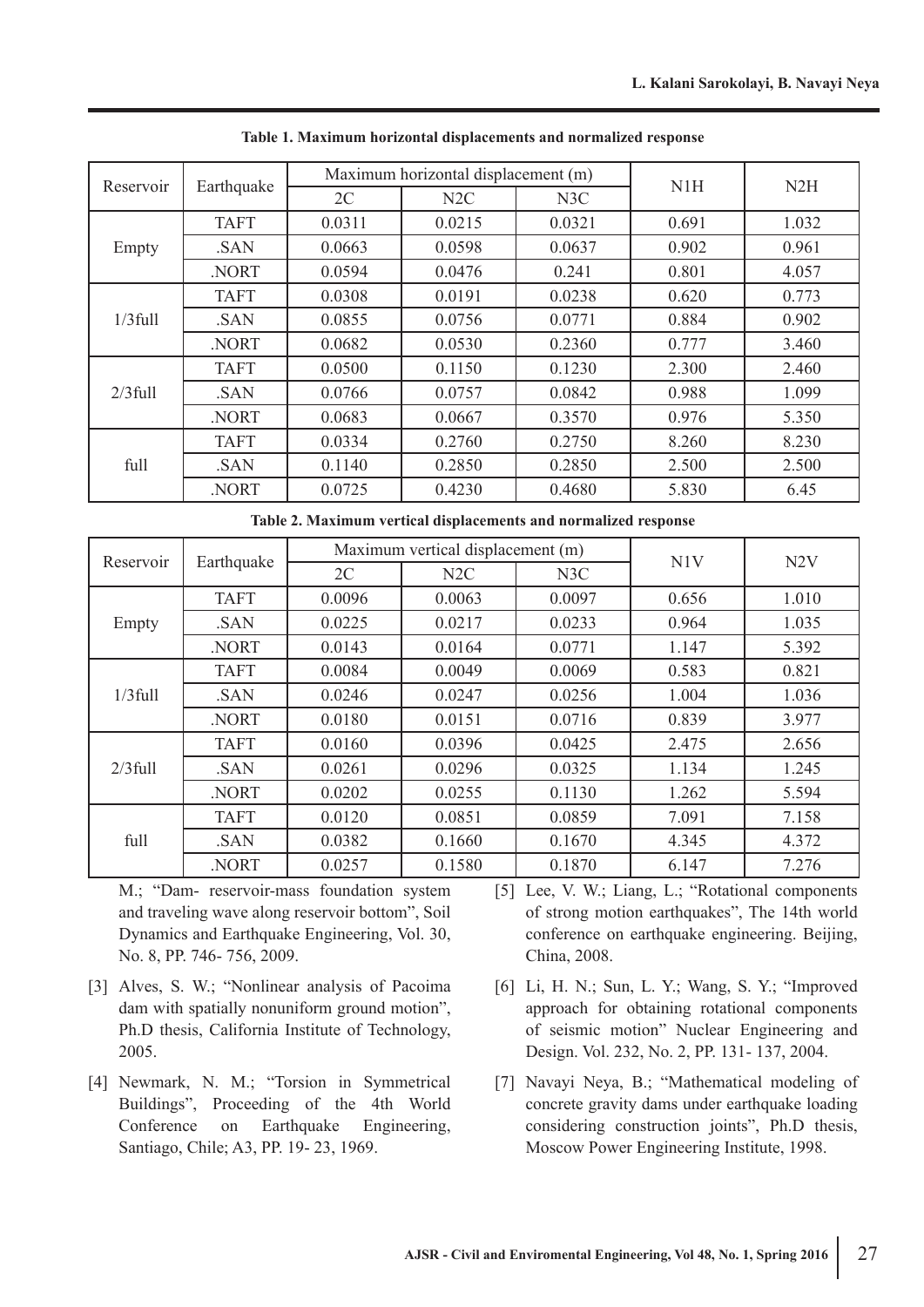**Table 1. Maximum horizontal displacements and normalized response**

| Reservoir | Earthquake | Maximum horizontal displacement (m) | | | N1H | N2H |
|---|---|---|---|---|---|---|
| | | 2C | N2C | N3C | | |
| Empty | TAFT | 0.0311 | 0.0215 | 0.0321 | 0.691 | 1.032 |
| | .SAN | 0.0663 | 0.0598 | 0.0637 | 0.902 | 0.961 |
| | .NORT | 0.0594 | 0.0476 | 0.241 | 0.801 | 4.057 |
| 1/3full | TAFT | 0.0308 | 0.0191 | 0.0238 | 0.620 | 0.773 |
| | .SAN | 0.0855 | 0.0756 | 0.0771 | 0.884 | 0.902 |
| | .NORT | 0.0682 | 0.0530 | 0.2360 | 0.777 | 3.460 |
| 2/3full | TAFT | 0.0500 | 0.1150 | 0.1230 | 2.300 | 2.460 |
| | .SAN | 0.0766 | 0.0757 | 0.0842 | 0.988 | 1.099 |
| | .NORT | 0.0683 | 0.0667 | 0.3570 | 0.976 | 5.350 |
| full | TAFT | 0.0334 | 0.2760 | 0.2750 | 8.260 | 8.230 |
| | .SAN | 0.1140 | 0.2850 | 0.2850 | 2.500 | 2.500 |
| | .NORT | 0.0725 | 0.4230 | 0.4680 | 5.830 | 6.45 |

**Table 2. Maximum vertical displacements and normalized response**

| Reservoir | Earthquake | Maximum vertical displacement (m) | | | N1V | N2V |
|---|---|---|---|---|---|---|
| | | 2C | N2C | N3C | | |
| Empty | TAFT | 0.0096 | 0.0063 | 0.0097 | 0.656 | 1.010 |
| | .SAN | 0.0225 | 0.0217 | 0.0233 | 0.964 | 1.035 |
| | .NORT | 0.0143 | 0.0164 | 0.0771 | 1.147 | 5.392 |
| 1/3full | TAFT | 0.0084 | 0.0049 | 0.0069 | 0.583 | 0.821 |
| | .SAN | 0.0246 | 0.0247 | 0.0256 | 1.004 | 1.036 |
| | .NORT | 0.0180 | 0.0151 | 0.0716 | 0.839 | 3.977 |
| 2/3full | TAFT | 0.0160 | 0.0396 | 0.0425 | 2.475 | 2.656 |
| | .SAN | 0.0261 | 0.0296 | 0.0325 | 1.134 | 1.245 |
| | .NORT | 0.0202 | 0.0255 | 0.1130 | 1.262 | 5.594 |
| full | TAFT | 0.0120 | 0.0851 | 0.0859 | 7.091 | 7.158 |
| | .SAN | 0.0382 | 0.1660 | 0.1670 | 4.345 | 4.372 |
| | .NORT | 0.0257 | 0.1580 | 0.1870 | 6.147 | 7.276 |

M.; "Dam- reservoir-mass foundation system and traveling wave along reservoir bottom", Soil Dynamics and Earthquake Engineering, Vol. 30, No. 8, PP. 746- 756, 2009.

[3] Alves, S. W.; "Nonlinear analysis of Pacoima dam with spatially nonuniform ground motion", Ph.D thesis, California Institute of Technology, 2005.

[4] Newmark, N. M.; "Torsion in Symmetrical Buildings", Proceeding of the 4th World Conference on Earthquake Engineering, Santiago, Chile; A3, PP. 19- 23, 1969.

[5] Lee, V. W.; Liang, L.; "Rotational components of strong motion earthquakes", The 14th world conference on earthquake engineering. Beijing, China, 2008.

[6] Li, H. N.; Sun, L. Y.; Wang, S. Y.; "Improved approach for obtaining rotational components of seismic motion" Nuclear Engineering and Design. Vol. 232, No. 2, PP. 131- 137, 2004.

[7] Navayi Neya, B.; "Mathematical modeling of concrete gravity dams under earthquake loading considering construction joints", Ph.D thesis, Moscow Power Engineering Institute, 1998.